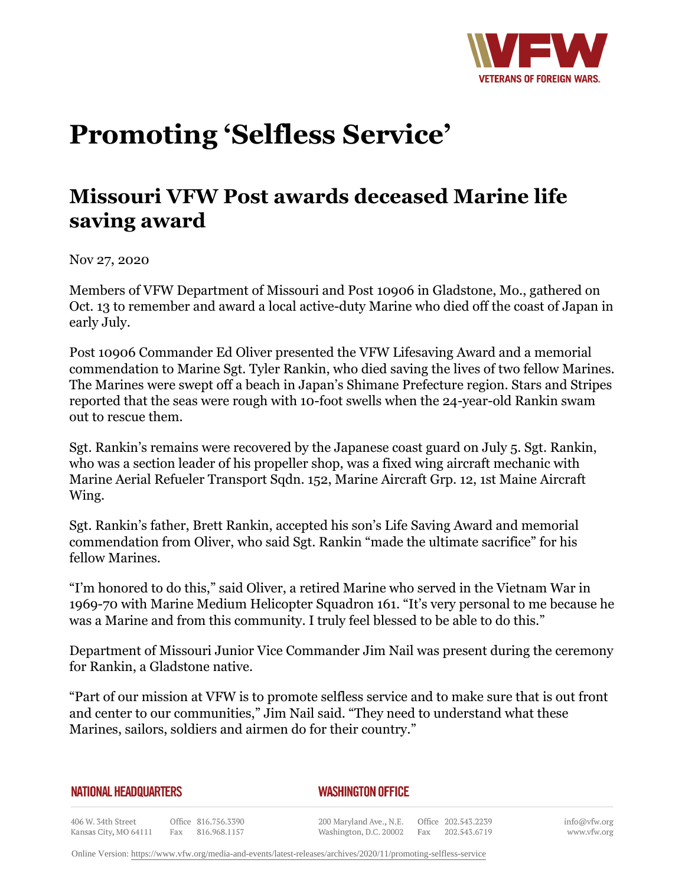# Promoting 'Selfless Service'

## Missouri VFW Post awards deceased Marine life saving award

Nov 27, 2020

Members of VFW Department of Missouri and Post 10906 in Gladstone, Mo., gathered on Oct. 13 to remember and award a local active-duty Marine who died off the coast of Japan in early July.

Post 10906 Commander Ed Oliver presented the VFW Lifesaving Award and a memorial commendation to Marine Sgt. Tyler Rankin, who died saving the lives of two fellow Marines. The Marines were swept off a beach in Japan's Shimane Prefecture region. Stars and Stripes reported that the seas were rough with 10-foot swells when the 24-year-old Rankin swam out to rescue them.

Sgt. Rankin's remains were recovered by the Japanese coast guard on July 5. Sgt. Rankin, who was a section leader of his propeller shop, was a fixed wing aircraft mechanic with Marine Aerial Refueler Transport Sqdn. 152, Marine Aircraft Grp. 12, 1st Maine Aircraft Wing.

Sgt. Rankin's father, Brett Rankin, accepted his son's Life Saving Award and memorial commendation from Oliver, who said Sgt. Rankin "made the ultimate sacrifice" for his fellow Marines.

"I'm honored to do this," said Oliver, a retired Marine who served in the Vietnam War in 1969-70 with Marine Medium Helicopter Squadron 161. "It's very personal to me because he was a Marine and from this community. I truly feel blessed to be able to do this."

Department of Missouri Junior Vice Commander Jim Nail was present during the ceremony for Rankin, a Gladstone native.

"Part of our mission at VFW is to promote selfless service and to make sure that is out front and center to our communities," Jim Nail said. "They need to understand what these Marines, sailors, soldiers and airmen do for their country."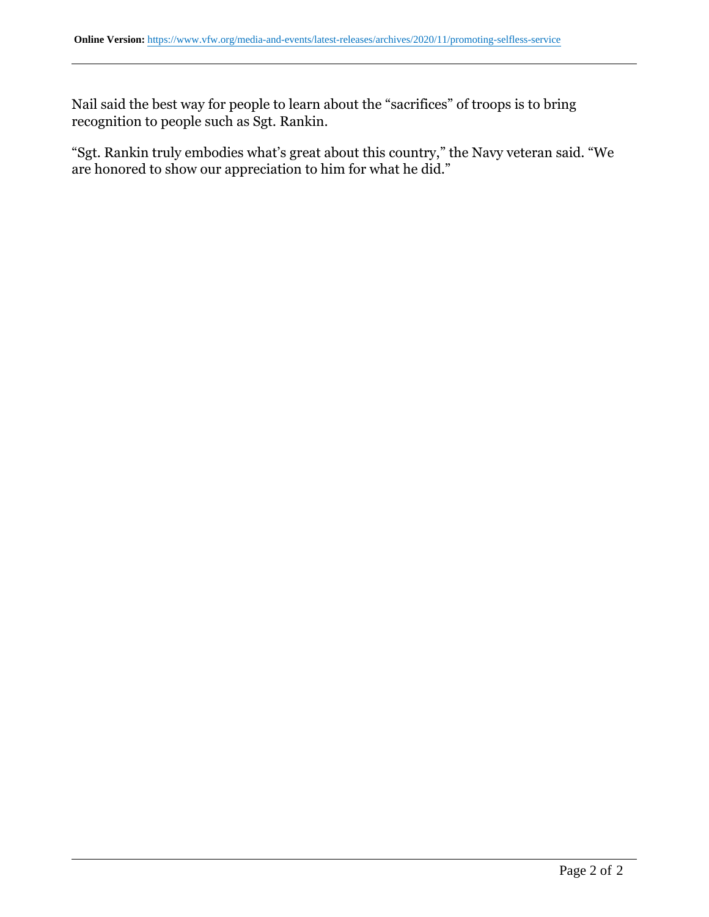Nail said the best way for people to learn about the “sacrifices” of troops is to bring recognition to people such as Sgt. Rankin.

“Sgt. Rankin truly embodies what’s great about this country,” the Navy veteran said. “We are honored to show our appreciation to him for what he did.”